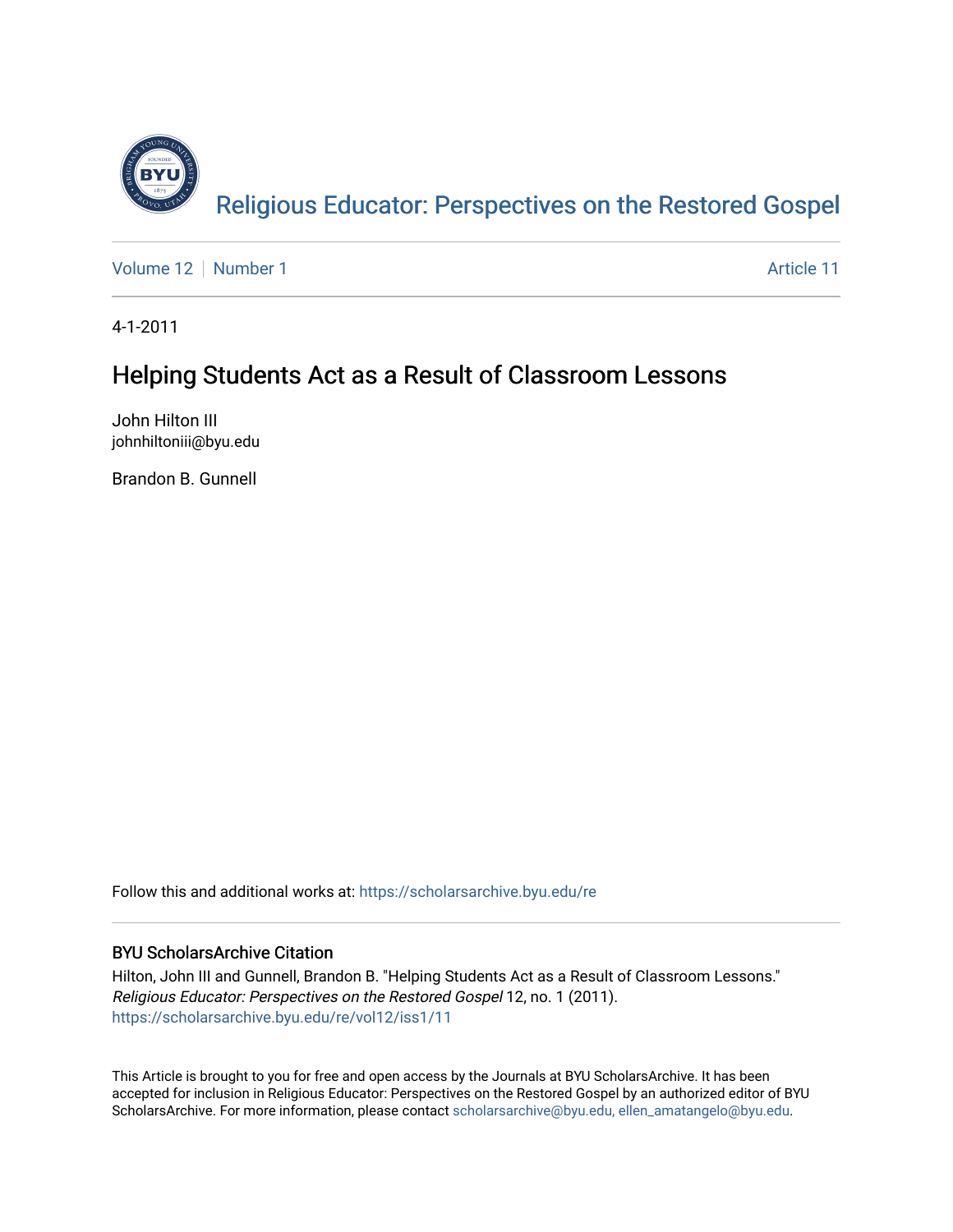Religious Educator: Perspectives on the Restored Gospel

Volume 12 | Number 1 | Article 11

4-1-2011

# Helping Students Act as a Result of Classroom Lessons

John Hilton III
johnhiltoniii@byu.edu

Brandon B. Gunnell

Follow this and additional works at: https://scholarsarchive.byu.edu/re

## BYU ScholarsArchive Citation

Hilton, John III and Gunnell, Brandon B. "Helping Students Act as a Result of Classroom Lessons." *Religious Educator: Perspectives on the Restored Gospel* 12, no. 1 (2011).
https://scholarsarchive.byu.edu/re/vol12/iss1/11

This Article is brought to you for free and open access by the Journals at BYU ScholarsArchive. It has been accepted for inclusion in Religious Educator: Perspectives on the Restored Gospel by an authorized editor of BYU ScholarsArchive. For more information, please contact scholarsarchive@byu.edu, ellen_amatangelo@byu.edu.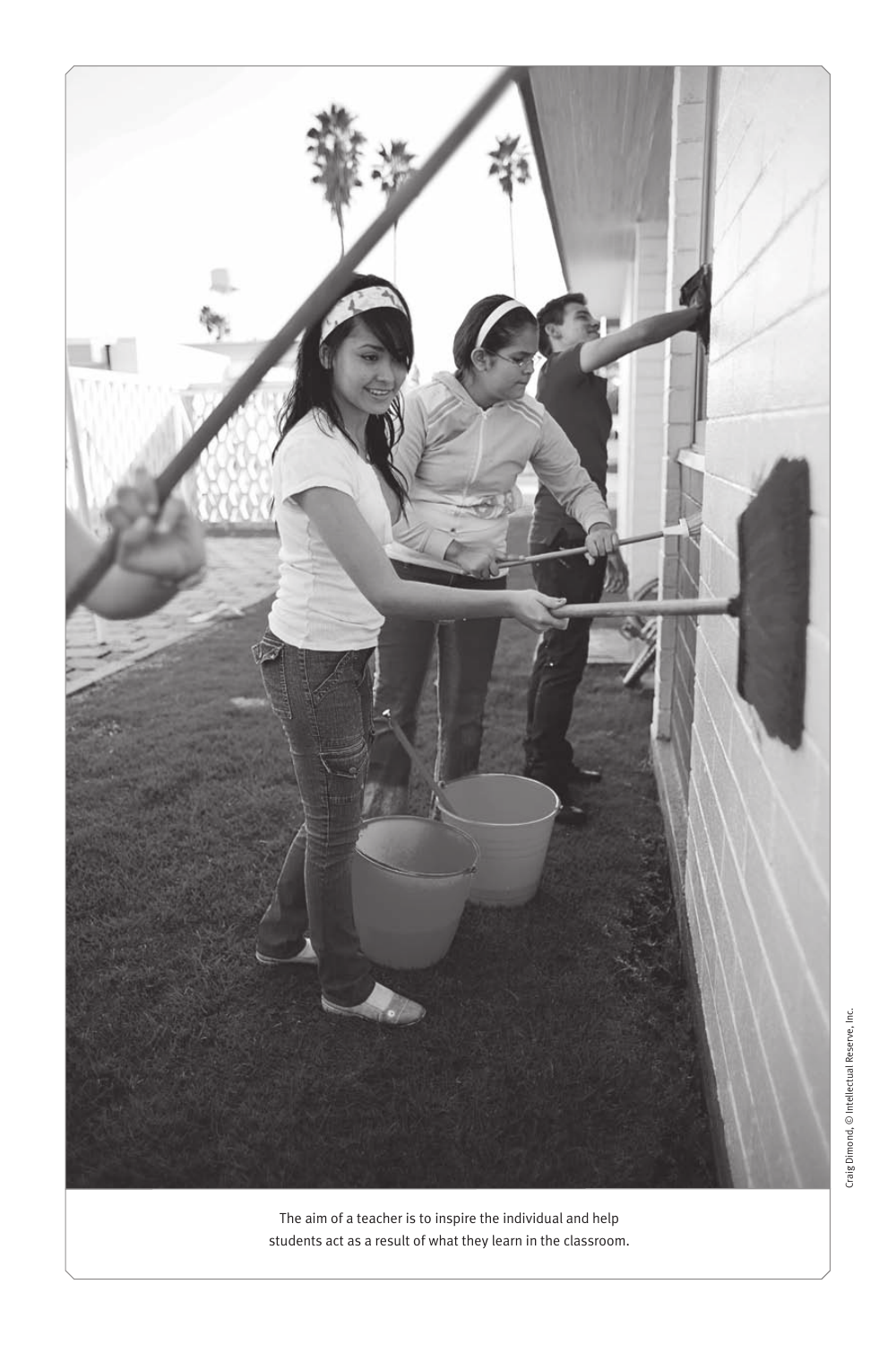The aim of a teacher is to inspire the individual and help students act as a result of what they learn in the classroom.

Craig Dimond, © Intellectual Reserve, Inc.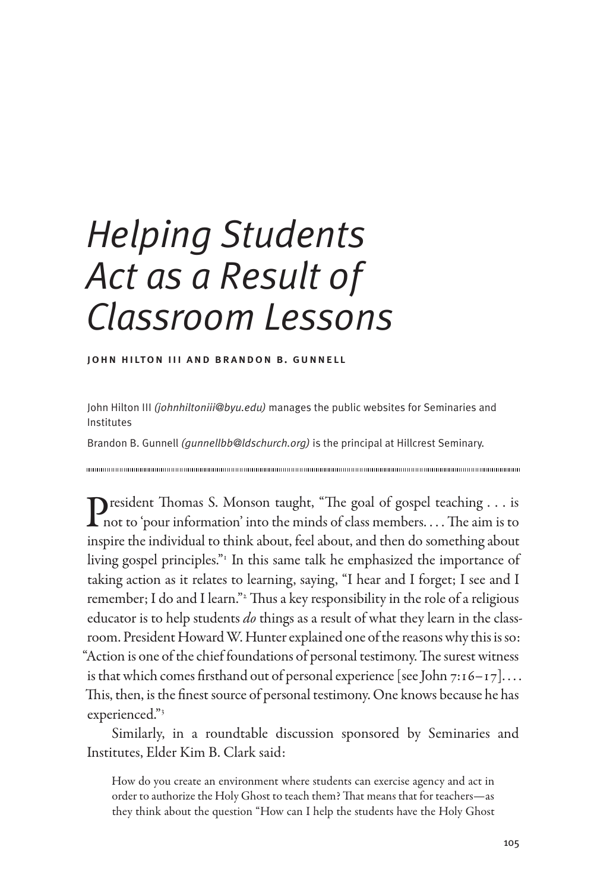# Helping Students Act as a Result of Classroom Lessons

**JOHN HILTON III AND BRANDON B. GUNNELL**

John Hilton III *(johnhiltoniii@byu.edu)* manages the public websites for Seminaries and Institutes

Brandon B. Gunnell *(gunnellbb@ldschurch.org)* is the principal at Hillcrest Seminary.

President Thomas S. Monson taught, "The goal of gospel teaching . . . is not to 'pour information' into the minds of class members. . . . The aim is to inspire the individual to think about, feel about, and then do something about living gospel principles."[1] In this same talk he emphasized the importance of taking action as it relates to learning, saying, "I hear and I forget; I see and I remember; I do and I learn."[2] Thus a key responsibility in the role of a religious educator is to help students *do* things as a result of what they learn in the classroom. President Howard W. Hunter explained one of the reasons why this is so: "Action is one of the chief foundations of personal testimony. The surest witness is that which comes firsthand out of personal experience [see John 7:16–17]. . . . This, then, is the finest source of personal testimony. One knows because he has experienced."[3]

Similarly, in a roundtable discussion sponsored by Seminaries and Institutes, Elder Kim B. Clark said:

> How do you create an environment where students can exercise agency and act in order to authorize the Holy Ghost to teach them? That means that for teachers—as they think about the question "How can I help the students have the Holy Ghost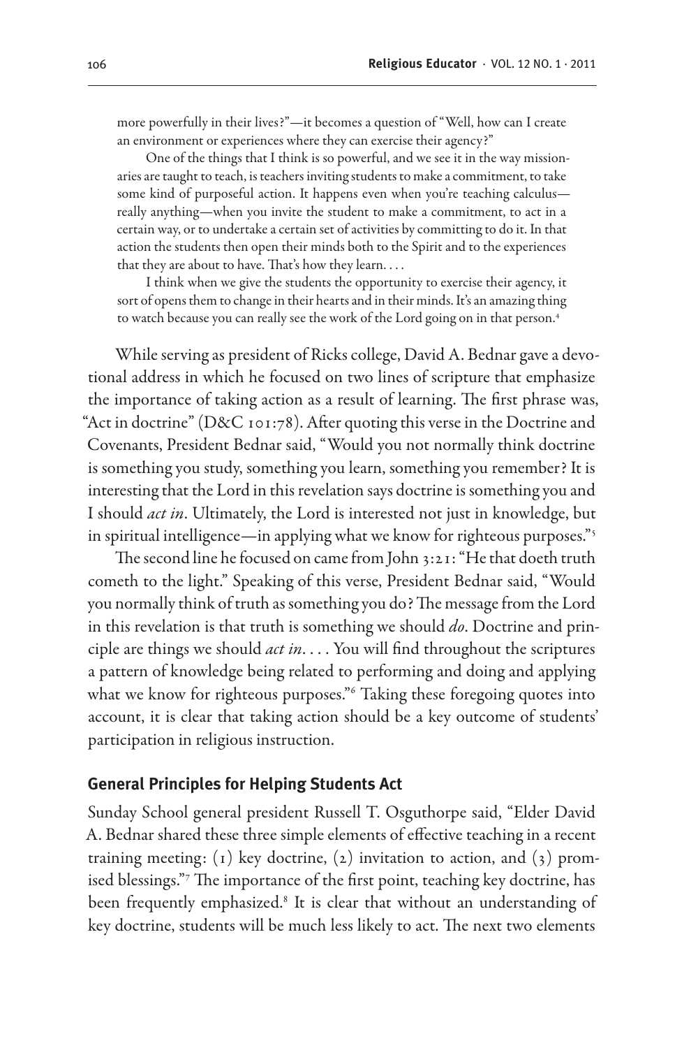more powerfully in their lives?"—it becomes a question of "Well, how can I create an environment or experiences where they can exercise their agency?"

One of the things that I think is so powerful, and we see it in the way missionaries are taught to teach, is teachers inviting students to make a commitment, to take some kind of purposeful action. It happens even when you're teaching calculus—really anything—when you invite the student to make a commitment, to act in a certain way, or to undertake a certain set of activities by committing to do it. In that action the students then open their minds both to the Spirit and to the experiences that they are about to have. That's how they learn. . . .

I think when we give the students the opportunity to exercise their agency, it sort of opens them to change in their hearts and in their minds. It's an amazing thing to watch because you can really see the work of the Lord going on in that person.[4]

While serving as president of Ricks college, David A. Bednar gave a devotional address in which he focused on two lines of scripture that emphasize the importance of taking action as a result of learning. The first phrase was, "Act in doctrine" (D&C 101:78). After quoting this verse in the Doctrine and Covenants, President Bednar said, "Would you not normally think doctrine is something you study, something you learn, something you remember? It is interesting that the Lord in this revelation says doctrine is something you and I should *act in*. Ultimately, the Lord is interested not just in knowledge, but in spiritual intelligence—in applying what we know for righteous purposes."[5]

The second line he focused on came from John 3:21: "He that doeth truth cometh to the light." Speaking of this verse, President Bednar said, "Would you normally think of truth as something you do? The message from the Lord in this revelation is that truth is something we should *do*. Doctrine and principle are things we should *act in*. . . . You will find throughout the scriptures a pattern of knowledge being related to performing and doing and applying what we know for righteous purposes."[6] Taking these foregoing quotes into account, it is clear that taking action should be a key outcome of students' participation in religious instruction.

## General Principles for Helping Students Act

Sunday School general president Russell T. Osguthorpe said, "Elder David A. Bednar shared these three simple elements of effective teaching in a recent training meeting: (1) key doctrine, (2) invitation to action, and (3) promised blessings."[7] The importance of the first point, teaching key doctrine, has been frequently emphasized.[8] It is clear that without an understanding of key doctrine, students will be much less likely to act. The next two elements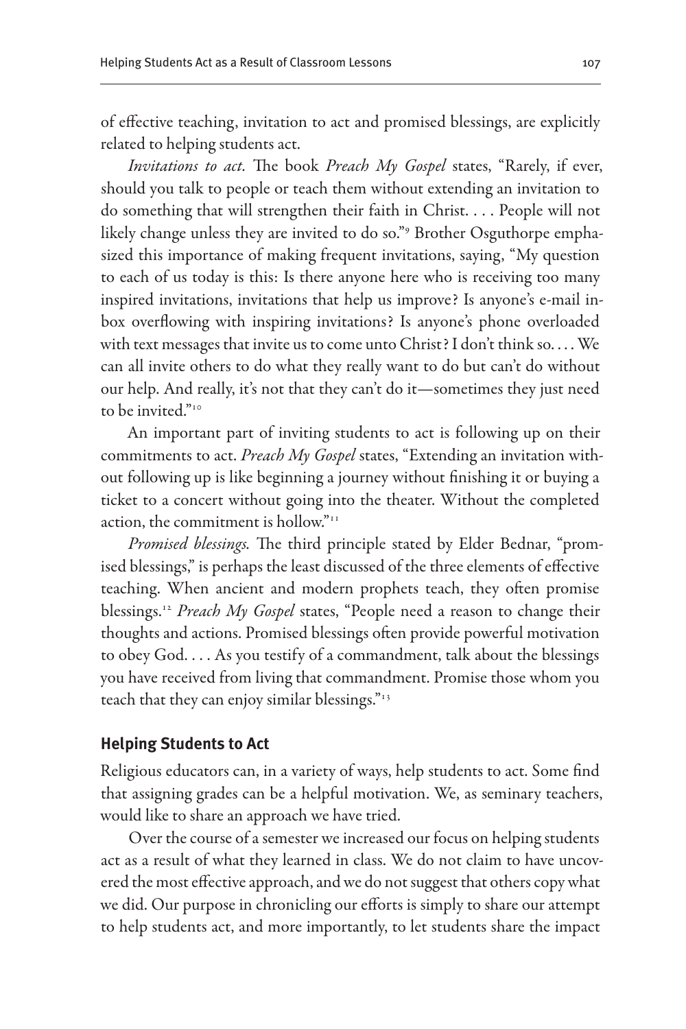of effective teaching, invitation to act and promised blessings, are explicitly related to helping students act.

*Invitations to act.* The book *Preach My Gospel* states, "Rarely, if ever, should you talk to people or teach them without extending an invitation to do something that will strengthen their faith in Christ. . . . People will not likely change unless they are invited to do so."[9] Brother Osguthorpe emphasized this importance of making frequent invitations, saying, "My question to each of us today is this: Is there anyone here who is receiving too many inspired invitations, invitations that help us improve? Is anyone's e-mail inbox overflowing with inspiring invitations? Is anyone's phone overloaded with text messages that invite us to come unto Christ? I don't think so. . . . We can all invite others to do what they really want to do but can't do without our help. And really, it's not that they can't do it—sometimes they just need to be invited."[10]

An important part of inviting students to act is following up on their commitments to act. *Preach My Gospel* states, "Extending an invitation without following up is like beginning a journey without finishing it or buying a ticket to a concert without going into the theater. Without the completed action, the commitment is hollow."[11]

*Promised blessings.* The third principle stated by Elder Bednar, "promised blessings," is perhaps the least discussed of the three elements of effective teaching. When ancient and modern prophets teach, they often promise blessings.[12] *Preach My Gospel* states, "People need a reason to change their thoughts and actions. Promised blessings often provide powerful motivation to obey God. . . . As you testify of a commandment, talk about the blessings you have received from living that commandment. Promise those whom you teach that they can enjoy similar blessings."[13]

## Helping Students to Act

Religious educators can, in a variety of ways, help students to act. Some find that assigning grades can be a helpful motivation. We, as seminary teachers, would like to share an approach we have tried.

Over the course of a semester we increased our focus on helping students act as a result of what they learned in class. We do not claim to have uncovered the most effective approach, and we do not suggest that others copy what we did. Our purpose in chronicling our efforts is simply to share our attempt to help students act, and more importantly, to let students share the impact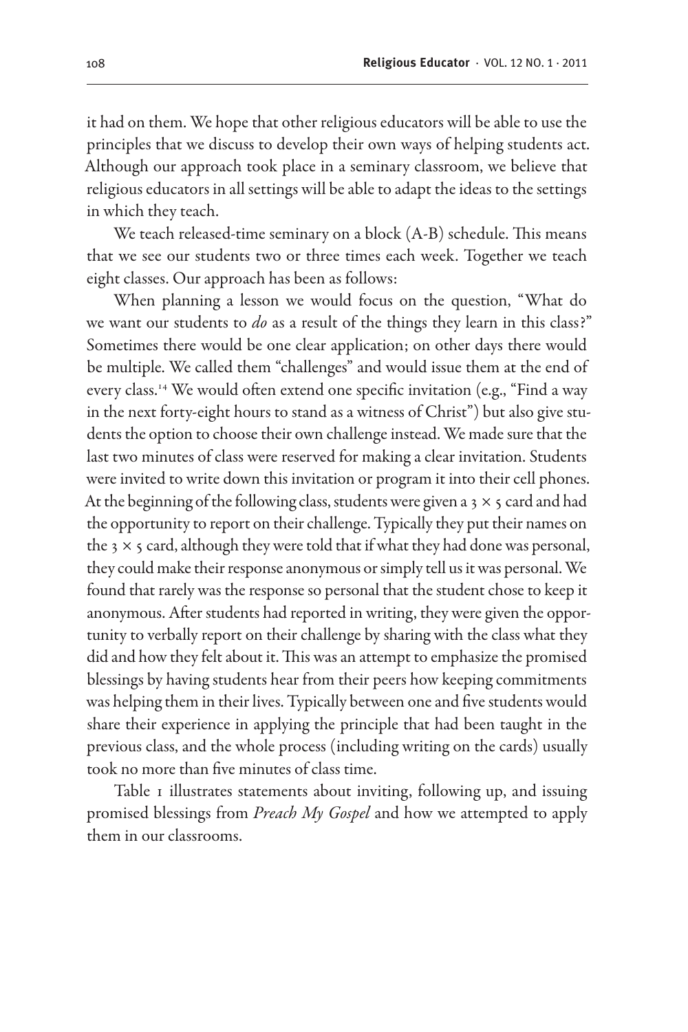it had on them. We hope that other religious educators will be able to use the principles that we discuss to develop their own ways of helping students act. Although our approach took place in a seminary classroom, we believe that religious educators in all settings will be able to adapt the ideas to the settings in which they teach.

We teach released-time seminary on a block (A-B) schedule. This means that we see our students two or three times each week. Together we teach eight classes. Our approach has been as follows:

When planning a lesson we would focus on the question, "What do we want our students to *do* as a result of the things they learn in this class?" Sometimes there would be one clear application; on other days there would be multiple. We called them "challenges" and would issue them at the end of every class.[14] We would often extend one specific invitation (e.g., "Find a way in the next forty-eight hours to stand as a witness of Christ") but also give students the option to choose their own challenge instead. We made sure that the last two minutes of class were reserved for making a clear invitation. Students were invited to write down this invitation or program it into their cell phones. At the beginning of the following class, students were given a 3 × 5 card and had the opportunity to report on their challenge. Typically they put their names on the 3 × 5 card, although they were told that if what they had done was personal, they could make their response anonymous or simply tell us it was personal. We found that rarely was the response so personal that the student chose to keep it anonymous. After students had reported in writing, they were given the opportunity to verbally report on their challenge by sharing with the class what they did and how they felt about it. This was an attempt to emphasize the promised blessings by having students hear from their peers how keeping commitments was helping them in their lives. Typically between one and five students would share their experience in applying the principle that had been taught in the previous class, and the whole process (including writing on the cards) usually took no more than five minutes of class time.

Table 1 illustrates statements about inviting, following up, and issuing promised blessings from *Preach My Gospel* and how we attempted to apply them in our classrooms.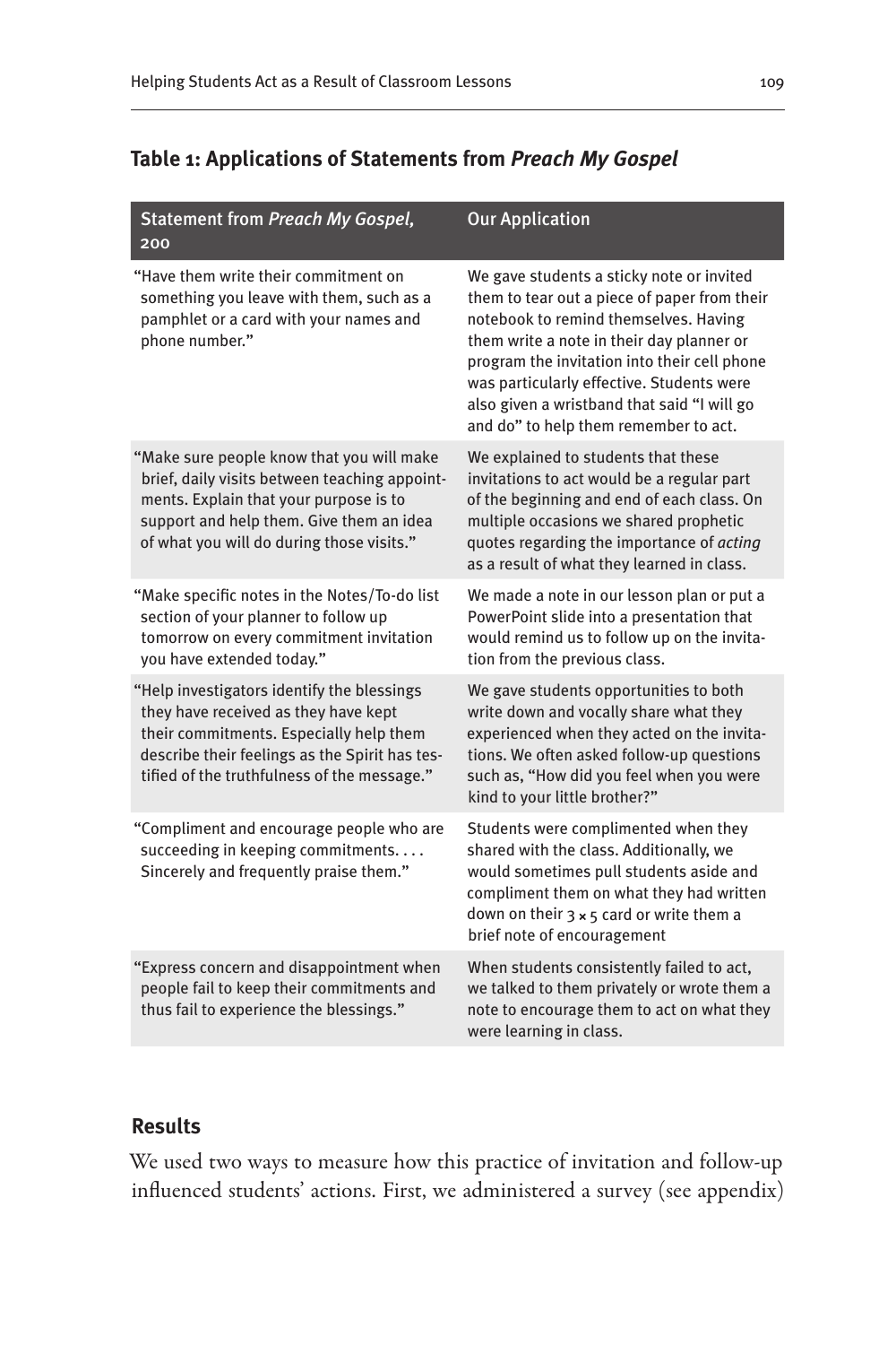### Table 1: Applications of Statements from *Preach My Gospel*

| Statement from *Preach My Gospel*, 200 | Our Application |
| --- | --- |
| "Have them write their commitment on something you leave with them, such as a pamphlet or a card with your names and phone number." | We gave students a sticky note or invited them to tear out a piece of paper from their notebook to remind themselves. Having them write a note in their day planner or program the invitation into their cell phone was particularly effective. Students were also given a wristband that said "I will go and do" to help them remember to act. |
| "Make sure people know that you will make brief, daily visits between teaching appointments. Explain that your purpose is to support and help them. Give them an idea of what you will do during those visits." | We explained to students that these invitations to act would be a regular part of the beginning and end of each class. On multiple occasions we shared prophetic quotes regarding the importance of *acting* as a result of what they learned in class. |
| "Make specific notes in the Notes/To-do list section of your planner to follow up tomorrow on every commitment invitation you have extended today." | We made a note in our lesson plan or put a PowerPoint slide into a presentation that would remind us to follow up on the invitation from the previous class. |
| "Help investigators identify the blessings they have received as they have kept their commitments. Especially help them describe their feelings as the Spirit has testified of the truthfulness of the message." | We gave students opportunities to both write down and vocally share what they experienced when they acted on the invitations. We often asked follow-up questions such as, "How did you feel when you were kind to your little brother?" |
| "Compliment and encourage people who are succeeding in keeping commitments. . . . Sincerely and frequently praise them." | Students were complimented when they shared with the class. Additionally, we would sometimes pull students aside and compliment them on what they had written down on their 3 × 5 card or write them a brief note of encouragement |
| "Express concern and disappointment when people fail to keep their commitments and thus fail to experience the blessings." | When students consistently failed to act, we talked to them privately or wrote them a note to encourage them to act on what they were learning in class. |

## Results

We used two ways to measure how this practice of invitation and follow-up influenced students' actions. First, we administered a survey (see appendix)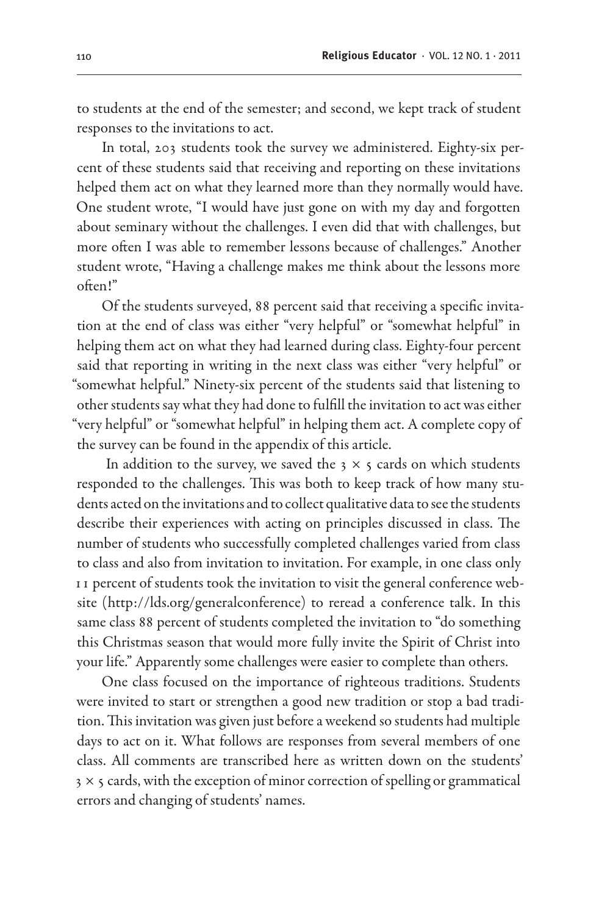to students at the end of the semester; and second, we kept track of student responses to the invitations to act.

In total, 203 students took the survey we administered. Eighty-six percent of these students said that receiving and reporting on these invitations helped them act on what they learned more than they normally would have. One student wrote, "I would have just gone on with my day and forgotten about seminary without the challenges. I even did that with challenges, but more often I was able to remember lessons because of challenges." Another student wrote, "Having a challenge makes me think about the lessons more often!"

Of the students surveyed, 88 percent said that receiving a specific invitation at the end of class was either "very helpful" or "somewhat helpful" in helping them act on what they had learned during class. Eighty-four percent said that reporting in writing in the next class was either "very helpful" or "somewhat helpful." Ninety-six percent of the students said that listening to other students say what they had done to fulfill the invitation to act was either "very helpful" or "somewhat helpful" in helping them act. A complete copy of the survey can be found in the appendix of this article.

In addition to the survey, we saved the 3 × 5 cards on which students responded to the challenges. This was both to keep track of how many students acted on the invitations and to collect qualitative data to see the students describe their experiences with acting on principles discussed in class. The number of students who successfully completed challenges varied from class to class and also from invitation to invitation. For example, in one class only 11 percent of students took the invitation to visit the general conference website (http://lds.org/generalconference) to reread a conference talk. In this same class 88 percent of students completed the invitation to "do something this Christmas season that would more fully invite the Spirit of Christ into your life." Apparently some challenges were easier to complete than others.

One class focused on the importance of righteous traditions. Students were invited to start or strengthen a good new tradition or stop a bad tradition. This invitation was given just before a weekend so students had multiple days to act on it. What follows are responses from several members of one class. All comments are transcribed here as written down on the students' 3 × 5 cards, with the exception of minor correction of spelling or grammatical errors and changing of students' names.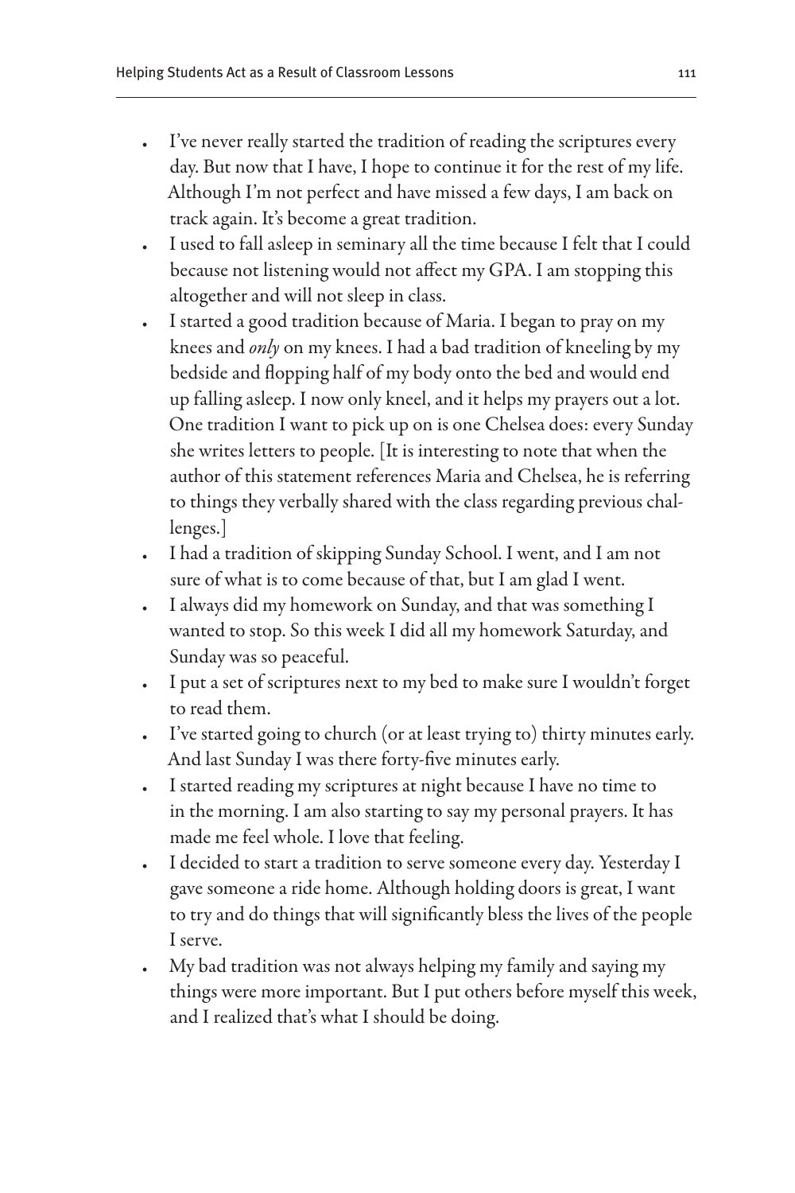- I've never really started the tradition of reading the scriptures every day. But now that I have, I hope to continue it for the rest of my life. Although I'm not perfect and have missed a few days, I am back on track again. It's become a great tradition.
- I used to fall asleep in seminary all the time because I felt that I could because not listening would not affect my GPA. I am stopping this altogether and will not sleep in class.
- I started a good tradition because of Maria. I began to pray on my knees and *only* on my knees. I had a bad tradition of kneeling by my bedside and flopping half of my body onto the bed and would end up falling asleep. I now only kneel, and it helps my prayers out a lot. One tradition I want to pick up on is one Chelsea does: every Sunday she writes letters to people. [It is interesting to note that when the author of this statement references Maria and Chelsea, he is referring to things they verbally shared with the class regarding previous challenges.]
- I had a tradition of skipping Sunday School. I went, and I am not sure of what is to come because of that, but I am glad I went.
- I always did my homework on Sunday, and that was something I wanted to stop. So this week I did all my homework Saturday, and Sunday was so peaceful.
- I put a set of scriptures next to my bed to make sure I wouldn't forget to read them.
- I've started going to church (or at least trying to) thirty minutes early. And last Sunday I was there forty-five minutes early.
- I started reading my scriptures at night because I have no time to in the morning. I am also starting to say my personal prayers. It has made me feel whole. I love that feeling.
- I decided to start a tradition to serve someone every day. Yesterday I gave someone a ride home. Although holding doors is great, I want to try and do things that will significantly bless the lives of the people I serve.
- My bad tradition was not always helping my family and saying my things were more important. But I put others before myself this week, and I realized that's what I should be doing.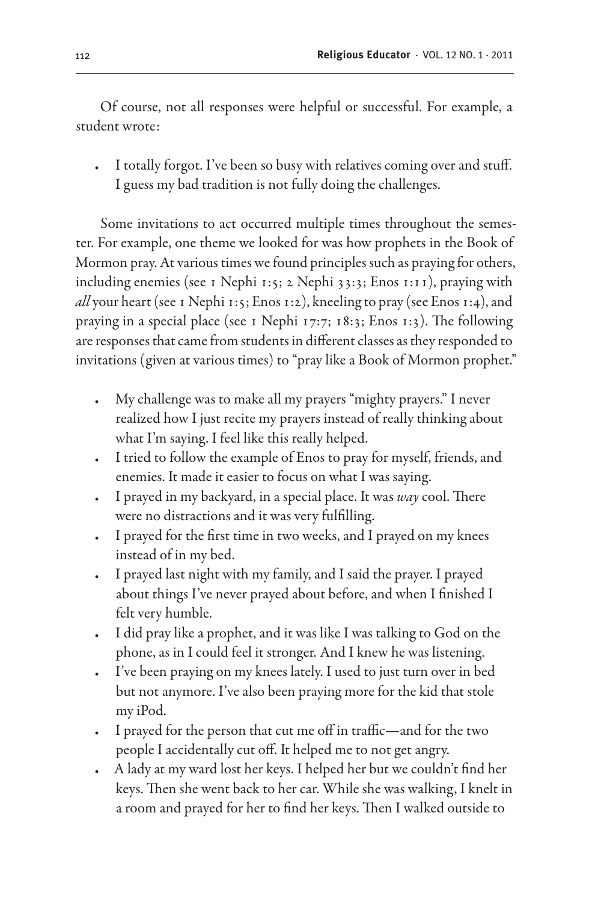Of course, not all responses were helpful or successful. For example, a student wrote:

- I totally forgot. I've been so busy with relatives coming over and stuff. I guess my bad tradition is not fully doing the challenges.

Some invitations to act occurred multiple times throughout the semester. For example, one theme we looked for was how prophets in the Book of Mormon pray. At various times we found principles such as praying for others, including enemies (see 1 Nephi 1:5; 2 Nephi 33:3; Enos 1:11), praying with *all* your heart (see 1 Nephi 1:5; Enos 1:2), kneeling to pray (see Enos 1:4), and praying in a special place (see 1 Nephi 17:7; 18:3; Enos 1:3). The following are responses that came from students in different classes as they responded to invitations (given at various times) to "pray like a Book of Mormon prophet."

- My challenge was to make all my prayers "mighty prayers." I never realized how I just recite my prayers instead of really thinking about what I'm saying. I feel like this really helped.
- I tried to follow the example of Enos to pray for myself, friends, and enemies. It made it easier to focus on what I was saying.
- I prayed in my backyard, in a special place. It was *way* cool. There were no distractions and it was very fulfilling.
- I prayed for the first time in two weeks, and I prayed on my knees instead of in my bed.
- I prayed last night with my family, and I said the prayer. I prayed about things I've never prayed about before, and when I finished I felt very humble.
- I did pray like a prophet, and it was like I was talking to God on the phone, as in I could feel it stronger. And I knew he was listening.
- I've been praying on my knees lately. I used to just turn over in bed but not anymore. I've also been praying more for the kid that stole my iPod.
- I prayed for the person that cut me off in traffic—and for the two people I accidentally cut off. It helped me to not get angry.
- A lady at my ward lost her keys. I helped her but we couldn't find her keys. Then she went back to her car. While she was walking, I knelt in a room and prayed for her to find her keys. Then I walked outside to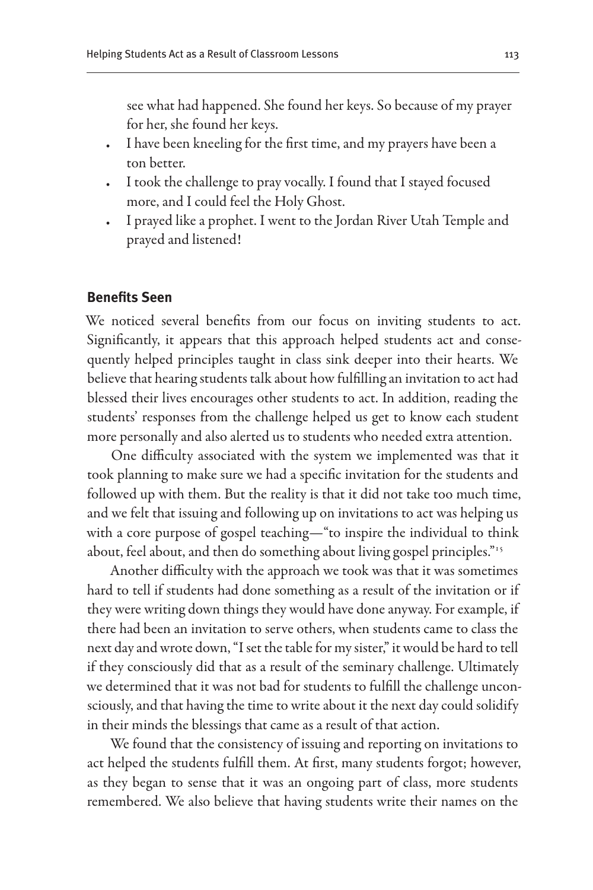see what had happened. She found her keys. So because of my prayer for her, she found her keys.

- I have been kneeling for the first time, and my prayers have been a ton better.
- I took the challenge to pray vocally. I found that I stayed focused more, and I could feel the Holy Ghost.
- I prayed like a prophet. I went to the Jordan River Utah Temple and prayed and listened!

### Benefits Seen

We noticed several benefits from our focus on inviting students to act. Significantly, it appears that this approach helped students act and consequently helped principles taught in class sink deeper into their hearts. We believe that hearing students talk about how fulfilling an invitation to act had blessed their lives encourages other students to act. In addition, reading the students' responses from the challenge helped us get to know each student more personally and also alerted us to students who needed extra attention.

One difficulty associated with the system we implemented was that it took planning to make sure we had a specific invitation for the students and followed up with them. But the reality is that it did not take too much time, and we felt that issuing and following up on invitations to act was helping us with a core purpose of gospel teaching—"to inspire the individual to think about, feel about, and then do something about living gospel principles."[15]

Another difficulty with the approach we took was that it was sometimes hard to tell if students had done something as a result of the invitation or if they were writing down things they would have done anyway. For example, if there had been an invitation to serve others, when students came to class the next day and wrote down, "I set the table for my sister," it would be hard to tell if they consciously did that as a result of the seminary challenge. Ultimately we determined that it was not bad for students to fulfill the challenge unconsciously, and that having the time to write about it the next day could solidify in their minds the blessings that came as a result of that action.

We found that the consistency of issuing and reporting on invitations to act helped the students fulfill them. At first, many students forgot; however, as they began to sense that it was an ongoing part of class, more students remembered. We also believe that having students write their names on the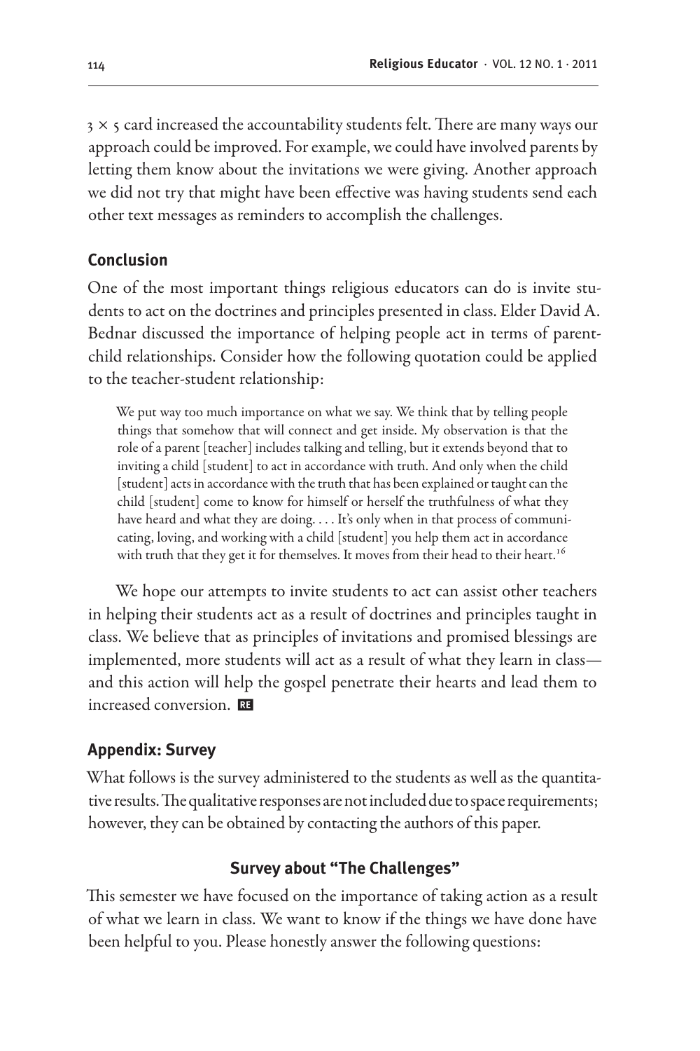$3 \times 5$ card increased the accountability students felt. There are many ways our approach could be improved. For example, we could have involved parents by letting them know about the invitations we were giving. Another approach we did not try that might have been effective was having students send each other text messages as reminders to accomplish the challenges.

## Conclusion

One of the most important things religious educators can do is invite students to act on the doctrines and principles presented in class. Elder David A. Bednar discussed the importance of helping people act in terms of parent-child relationships. Consider how the following quotation could be applied to the teacher-student relationship:

> We put way too much importance on what we say. We think that by telling people things that somehow that will connect and get inside. My observation is that the role of a parent [teacher] includes talking and telling, but it extends beyond that to inviting a child [student] to act in accordance with truth. And only when the child [student] acts in accordance with the truth that has been explained or taught can the child [student] come to know for himself or herself the truthfulness of what they have heard and what they are doing. . . . It's only when in that process of communicating, loving, and working with a child [student] you help them act in accordance with truth that they get it for themselves. It moves from their head to their heart.[16]

We hope our attempts to invite students to act can assist other teachers in helping their students act as a result of doctrines and principles taught in class. We believe that as principles of invitations and promised blessings are implemented, more students will act as a result of what they learn in class—and this action will help the gospel penetrate their hearts and lead them to increased conversion. RE

## Appendix: Survey

What follows is the survey administered to the students as well as the quantitative results. The qualitative responses are not included due to space requirements; however, they can be obtained by contacting the authors of this paper.

### Survey about "The Challenges"

This semester we have focused on the importance of taking action as a result of what we learn in class. We want to know if the things we have done have been helpful to you. Please honestly answer the following questions: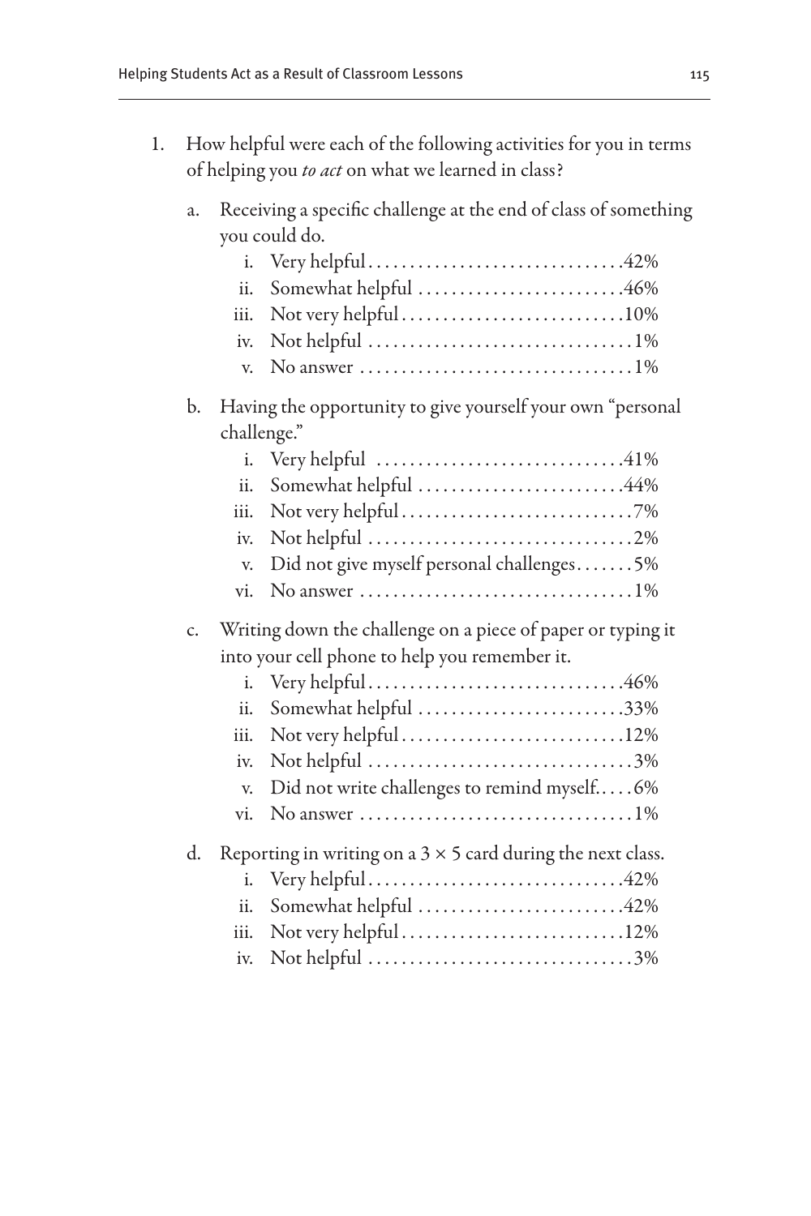1. How helpful were each of the following activities for you in terms of helping you *to act* on what we learned in class?

   a. Receiving a specific challenge at the end of class of something you could do.

      i. Very helpful . . . . . . . . . . . . . . . . . . . . . . . . . . . . . . .42%
      ii. Somewhat helpful . . . . . . . . . . . . . . . . . . . . . . . . .46%
      iii. Not very helpful . . . . . . . . . . . . . . . . . . . . . . . . . . .10%
      iv. Not helpful . . . . . . . . . . . . . . . . . . . . . . . . . . . . . . . .1%
      v. No answer . . . . . . . . . . . . . . . . . . . . . . . . . . . . . . . . .1%

   b. Having the opportunity to give yourself your own "personal challenge."

      i. Very helpful . . . . . . . . . . . . . . . . . . . . . . . . . . . . . .41%
      ii. Somewhat helpful . . . . . . . . . . . . . . . . . . . . . . . . .44%
      iii. Not very helpful . . . . . . . . . . . . . . . . . . . . . . . . . . . .7%
      iv. Not helpful . . . . . . . . . . . . . . . . . . . . . . . . . . . . . . . .2%
      v. Did not give myself personal challenges . . . . . . .5%
      vi. No answer . . . . . . . . . . . . . . . . . . . . . . . . . . . . . . . . .1%

   c. Writing down the challenge on a piece of paper or typing it into your cell phone to help you remember it.

      i. Very helpful . . . . . . . . . . . . . . . . . . . . . . . . . . . . . . .46%
      ii. Somewhat helpful . . . . . . . . . . . . . . . . . . . . . . . . .33%
      iii. Not very helpful . . . . . . . . . . . . . . . . . . . . . . . . . . .12%
      iv. Not helpful . . . . . . . . . . . . . . . . . . . . . . . . . . . . . . . .3%
      v. Did not write challenges to remind myself. . . . .6%
      vi. No answer . . . . . . . . . . . . . . . . . . . . . . . . . . . . . . . . .1%

   d. Reporting in writing on a 3 × 5 card during the next class.

      i. Very helpful . . . . . . . . . . . . . . . . . . . . . . . . . . . . . . .42%
      ii. Somewhat helpful . . . . . . . . . . . . . . . . . . . . . . . . .42%
      iii. Not very helpful . . . . . . . . . . . . . . . . . . . . . . . . . . .12%
      iv. Not helpful . . . . . . . . . . . . . . . . . . . . . . . . . . . . . . . .3%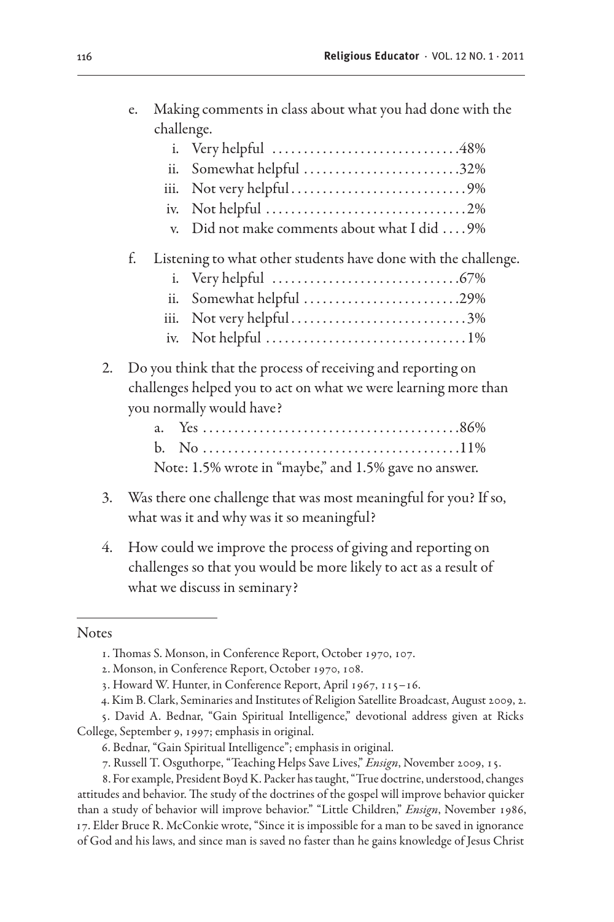e. Making comments in class about what you had done with the challenge.

   i. Very helpful ..............................48%
   ii. Somewhat helpful .........................32%
   iii. Not very helpful............................9%
   iv. Not helpful ................................2%
   v. Did not make comments about what I did ....9%

f. Listening to what other students have done with the challenge.

   i. Very helpful ..............................67%
   ii. Somewhat helpful .........................29%
   iii. Not very helpful............................3%
   iv. Not helpful ................................1%

2. Do you think that the process of receiving and reporting on challenges helped you to act on what we were learning more than you normally would have?

   a. Yes .........................................86%
   b. No .........................................11%

   Note: 1.5% wrote in "maybe," and 1.5% gave no answer.

3. Was there one challenge that was most meaningful for you? If so, what was it and why was it so meaningful?

4. How could we improve the process of giving and reporting on challenges so that you would be more likely to act as a result of what we discuss in seminary?

---

Notes

1. Thomas S. Monson, in Conference Report, October 1970, 107.

2. Monson, in Conference Report, October 1970, 108.

3. Howard W. Hunter, in Conference Report, April 1967, 115–16.

4. Kim B. Clark, Seminaries and Institutes of Religion Satellite Broadcast, August 2009, 2.

5. David A. Bednar, "Gain Spiritual Intelligence," devotional address given at Ricks College, September 9, 1997; emphasis in original.

6. Bednar, "Gain Spiritual Intelligence"; emphasis in original.

7. Russell T. Osguthorpe, "Teaching Helps Save Lives," *Ensign*, November 2009, 15.

8. For example, President Boyd K. Packer has taught, "True doctrine, understood, changes attitudes and behavior. The study of the doctrines of the gospel will improve behavior quicker than a study of behavior will improve behavior." "Little Children," *Ensign*, November 1986, 17. Elder Bruce R. McConkie wrote, "Since it is impossible for a man to be saved in ignorance of God and his laws, and since man is saved no faster than he gains knowledge of Jesus Christ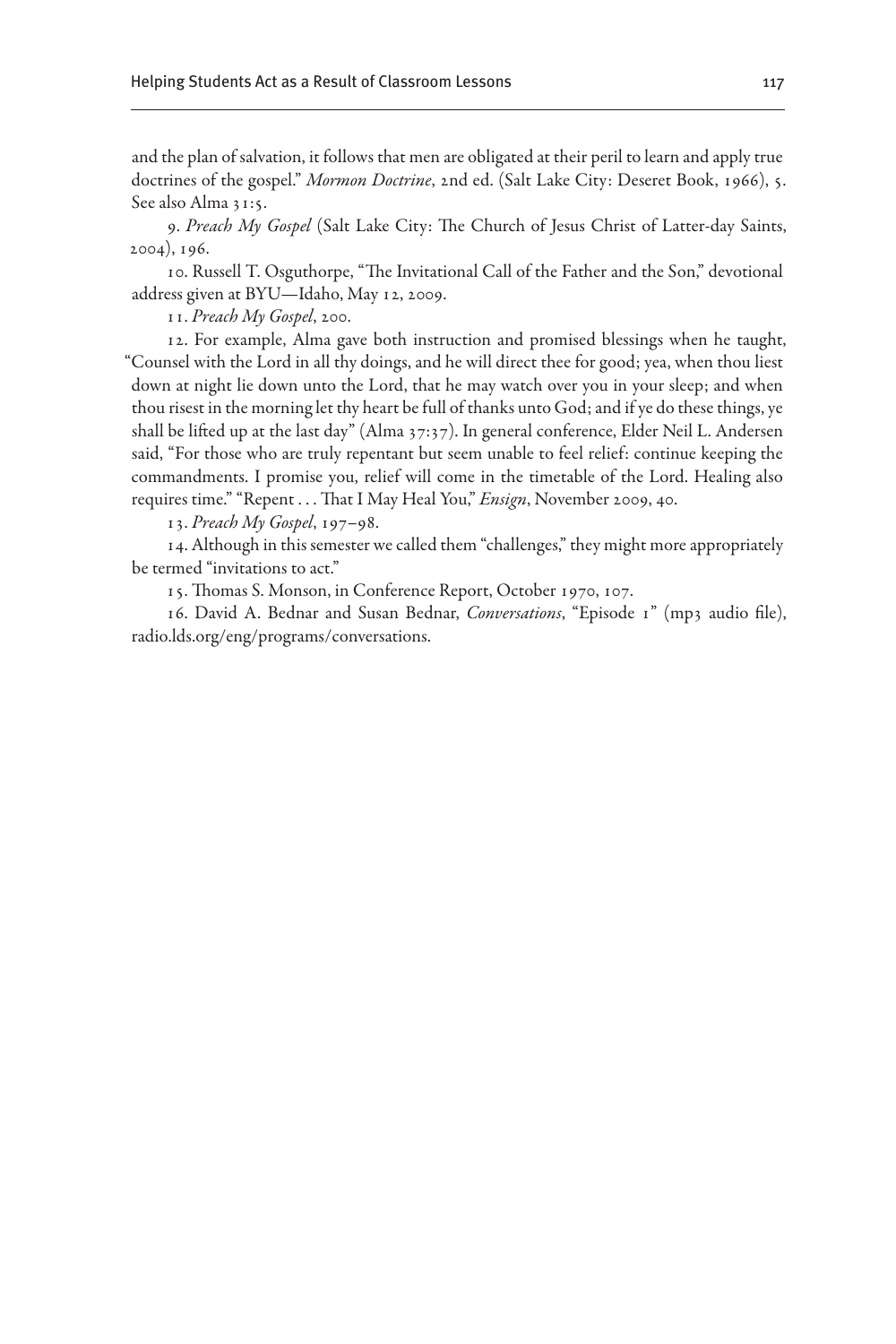and the plan of salvation, it follows that men are obligated at their peril to learn and apply true doctrines of the gospel." *Mormon Doctrine*, 2nd ed. (Salt Lake City: Deseret Book, 1966), 5. See also Alma 31:5.

9. *Preach My Gospel* (Salt Lake City: The Church of Jesus Christ of Latter-day Saints, 2004), 196.

10. Russell T. Osguthorpe, "The Invitational Call of the Father and the Son," devotional address given at BYU—Idaho, May 12, 2009.

11. *Preach My Gospel*, 200.

12. For example, Alma gave both instruction and promised blessings when he taught, "Counsel with the Lord in all thy doings, and he will direct thee for good; yea, when thou liest down at night lie down unto the Lord, that he may watch over you in your sleep; and when thou risest in the morning let thy heart be full of thanks unto God; and if ye do these things, ye shall be lifted up at the last day" (Alma 37:37). In general conference, Elder Neil L. Andersen said, "For those who are truly repentant but seem unable to feel relief: continue keeping the commandments. I promise you, relief will come in the timetable of the Lord. Healing also requires time." "Repent . . . That I May Heal You," *Ensign*, November 2009, 40.

13. *Preach My Gospel*, 197–98.

14. Although in this semester we called them "challenges," they might more appropriately be termed "invitations to act."

15. Thomas S. Monson, in Conference Report, October 1970, 107.

16. David A. Bednar and Susan Bednar, *Conversations*, "Episode 1" (mp3 audio file), radio.lds.org/eng/programs/conversations.